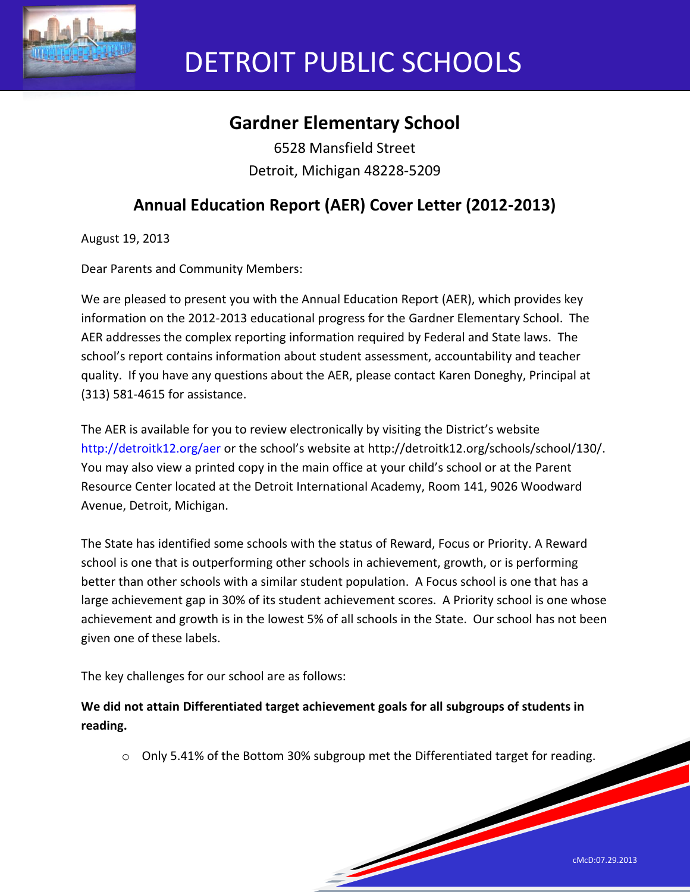# DETROIT PUBLIC SCHOOLS

## Gardner Elementary School

6528 Mansfield Street
Detroit, Michigan 48228-5209

## Annual Education Report (AER) Cover Letter (2012-2013)

August 19, 2013

Dear Parents and Community Members:

We are pleased to present you with the Annual Education Report (AER), which provides key information on the 2012-2013 educational progress for the Gardner Elementary School. The AER addresses the complex reporting information required by Federal and State laws. The school's report contains information about student assessment, accountability and teacher quality. If you have any questions about the AER, please contact Karen Doneghy, Principal at (313) 581-4615 for assistance.

The AER is available for you to review electronically by visiting the District's website http://detroitk12.org/aer or the school's website at http://detroitk12.org/schools/school/130/. You may also view a printed copy in the main office at your child's school or at the Parent Resource Center located at the Detroit International Academy, Room 141, 9026 Woodward Avenue, Detroit, Michigan.

The State has identified some schools with the status of Reward, Focus or Priority. A Reward school is one that is outperforming other schools in achievement, growth, or is performing better than other schools with a similar student population. A Focus school is one that has a large achievement gap in 30% of its student achievement scores. A Priority school is one whose achievement and growth is in the lowest 5% of all schools in the State. Our school has not been given one of these labels.

The key challenges for our school are as follows:

**We did not attain Differentiated target achievement goals for all subgroups of students in reading.**

- Only 5.41% of the Bottom 30% subgroup met the Differentiated target for reading.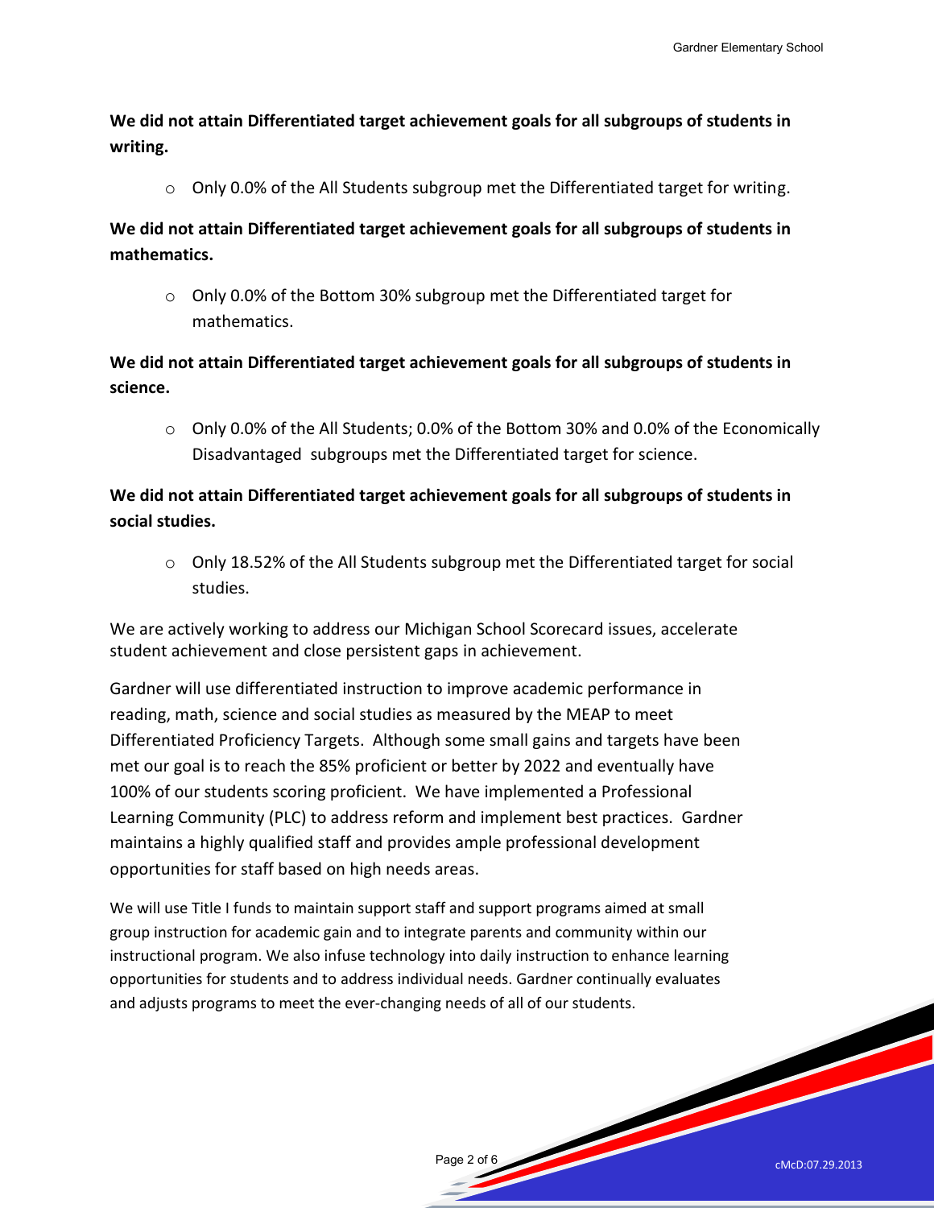**We did not attain Differentiated target achievement goals for all subgroups of students in writing.**

- Only 0.0% of the All Students subgroup met the Differentiated target for writing.

**We did not attain Differentiated target achievement goals for all subgroups of students in mathematics.**

- Only 0.0% of the Bottom 30% subgroup met the Differentiated target for mathematics.

**We did not attain Differentiated target achievement goals for all subgroups of students in science.**

- Only 0.0% of the All Students; 0.0% of the Bottom 30% and 0.0% of the Economically Disadvantaged subgroups met the Differentiated target for science.

**We did not attain Differentiated target achievement goals for all subgroups of students in social studies.**

- Only 18.52% of the All Students subgroup met the Differentiated target for social studies.

We are actively working to address our Michigan School Scorecard issues, accelerate student achievement and close persistent gaps in achievement.

Gardner will use differentiated instruction to improve academic performance in reading, math, science and social studies as measured by the MEAP to meet Differentiated Proficiency Targets. Although some small gains and targets have been met our goal is to reach the 85% proficient or better by 2022 and eventually have 100% of our students scoring proficient. We have implemented a Professional Learning Community (PLC) to address reform and implement best practices. Gardner maintains a highly qualified staff and provides ample professional development opportunities for staff based on high needs areas.

We will use Title I funds to maintain support staff and support programs aimed at small group instruction for academic gain and to integrate parents and community within our instructional program. We also infuse technology into daily instruction to enhance learning opportunities for students and to address individual needs. Gardner continually evaluates and adjusts programs to meet the ever-changing needs of all of our students.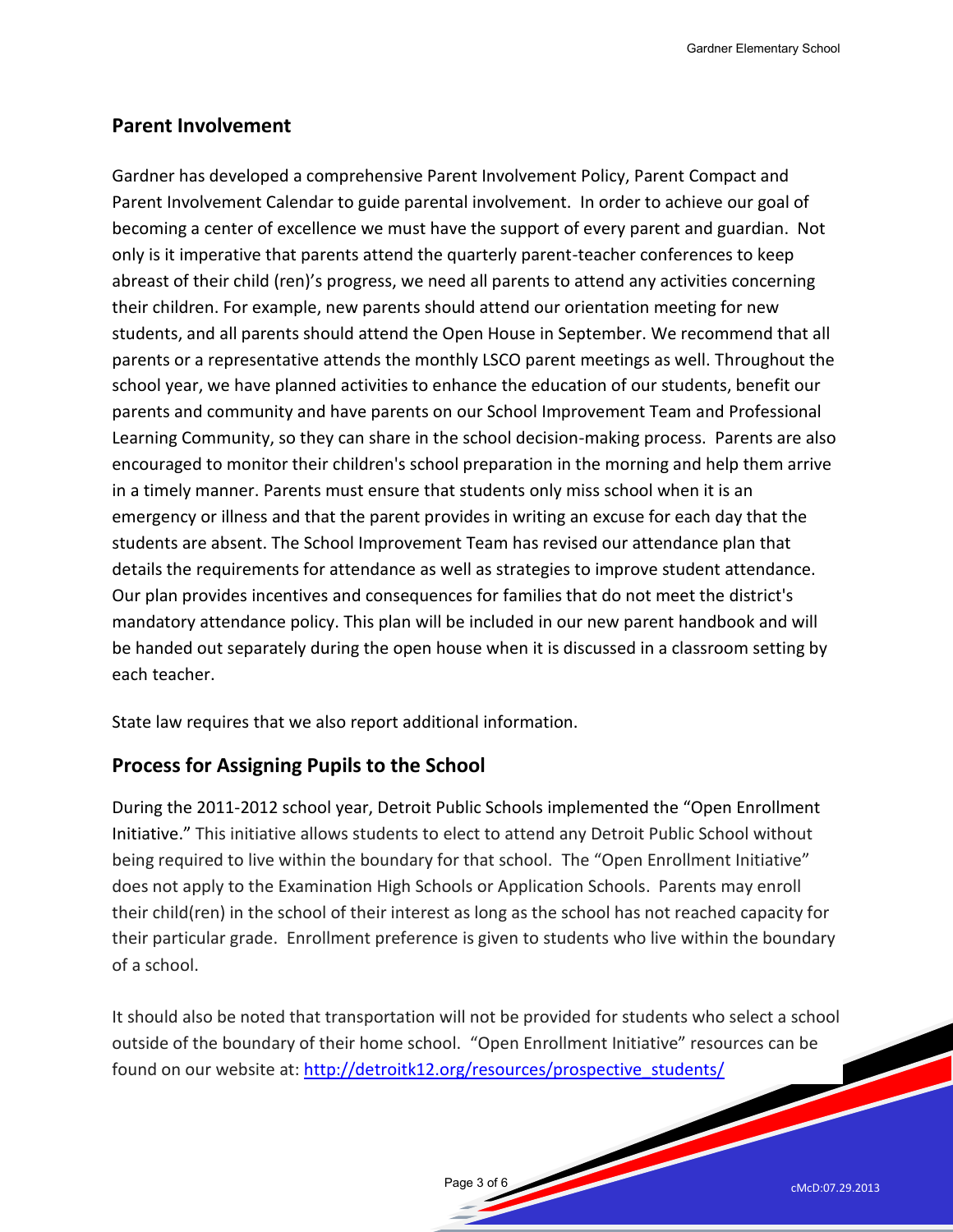## Parent Involvement

Gardner has developed a comprehensive Parent Involvement Policy, Parent Compact and Parent Involvement Calendar to guide parental involvement. In order to achieve our goal of becoming a center of excellence we must have the support of every parent and guardian. Not only is it imperative that parents attend the quarterly parent-teacher conferences to keep abreast of their child (ren)'s progress, we need all parents to attend any activities concerning their children. For example, new parents should attend our orientation meeting for new students, and all parents should attend the Open House in September. We recommend that all parents or a representative attends the monthly LSCO parent meetings as well. Throughout the school year, we have planned activities to enhance the education of our students, benefit our parents and community and have parents on our School Improvement Team and Professional Learning Community, so they can share in the school decision-making process. Parents are also encouraged to monitor their children's school preparation in the morning and help them arrive in a timely manner. Parents must ensure that students only miss school when it is an emergency or illness and that the parent provides in writing an excuse for each day that the students are absent. The School Improvement Team has revised our attendance plan that details the requirements for attendance as well as strategies to improve student attendance. Our plan provides incentives and consequences for families that do not meet the district's mandatory attendance policy. This plan will be included in our new parent handbook and will be handed out separately during the open house when it is discussed in a classroom setting by each teacher.

State law requires that we also report additional information.

## Process for Assigning Pupils to the School

During the 2011-2012 school year, Detroit Public Schools implemented the "Open Enrollment Initiative." This initiative allows students to elect to attend any Detroit Public School without being required to live within the boundary for that school. The "Open Enrollment Initiative" does not apply to the Examination High Schools or Application Schools. Parents may enroll their child(ren) in the school of their interest as long as the school has not reached capacity for their particular grade. Enrollment preference is given to students who live within the boundary of a school.

It should also be noted that transportation will not be provided for students who select a school outside of the boundary of their home school. "Open Enrollment Initiative" resources can be found on our website at: [http://detroitk12.org/resources/prospective_students/](http://detroitk12.org/resources/prospective_students/)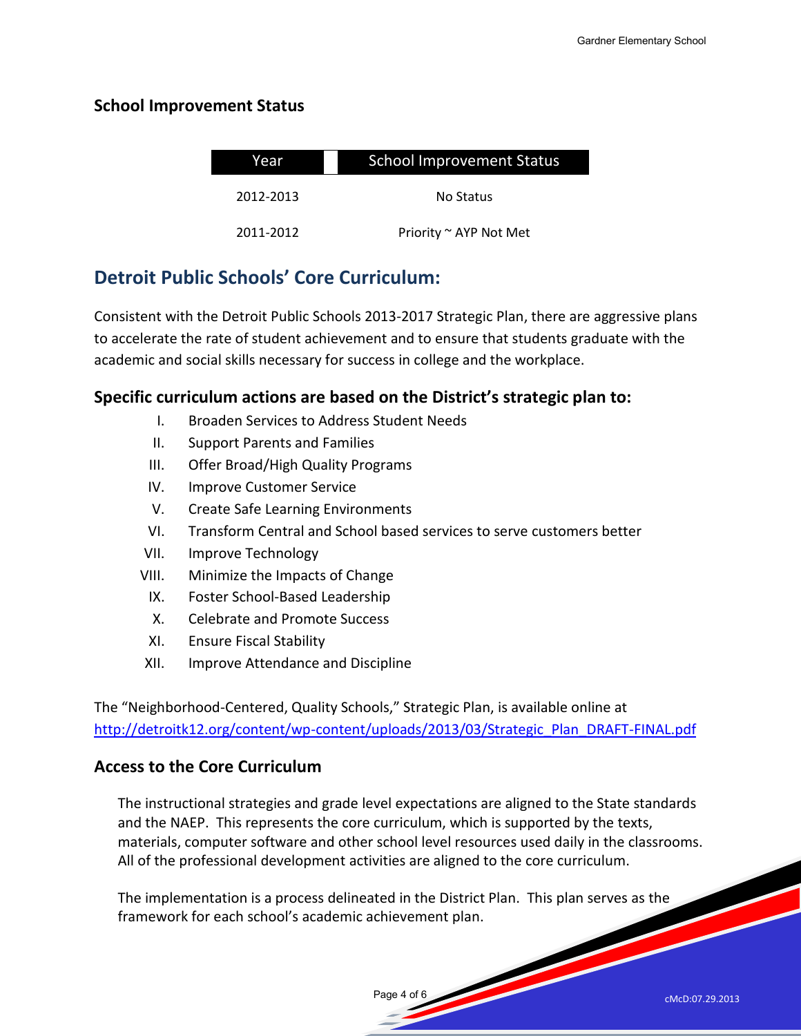## School Improvement Status

| Year | School Improvement Status |
|---|---|
| 2012-2013 | No Status |
| 2011-2012 | Priority ~ AYP Not Met |

## Detroit Public Schools' Core Curriculum:

Consistent with the Detroit Public Schools 2013-2017 Strategic Plan, there are aggressive plans to accelerate the rate of student achievement and to ensure that students graduate with the academic and social skills necessary for success in college and the workplace.

### Specific curriculum actions are based on the District's strategic plan to:

I. Broaden Services to Address Student Needs
II. Support Parents and Families
III. Offer Broad/High Quality Programs
IV. Improve Customer Service
V. Create Safe Learning Environments
VI. Transform Central and School based services to serve customers better
VII. Improve Technology
VIII. Minimize the Impacts of Change
IX. Foster School-Based Leadership
X. Celebrate and Promote Success
XI. Ensure Fiscal Stability
XII. Improve Attendance and Discipline

The "Neighborhood-Centered, Quality Schools," Strategic Plan, is available online at http://detroitk12.org/content/wp-content/uploads/2013/03/Strategic_Plan_DRAFT-FINAL.pdf

### Access to the Core Curriculum

The instructional strategies and grade level expectations are aligned to the State standards and the NAEP. This represents the core curriculum, which is supported by the texts, materials, computer software and other school level resources used daily in the classrooms. All of the professional development activities are aligned to the core curriculum.

The implementation is a process delineated in the District Plan. This plan serves as the framework for each school's academic achievement plan.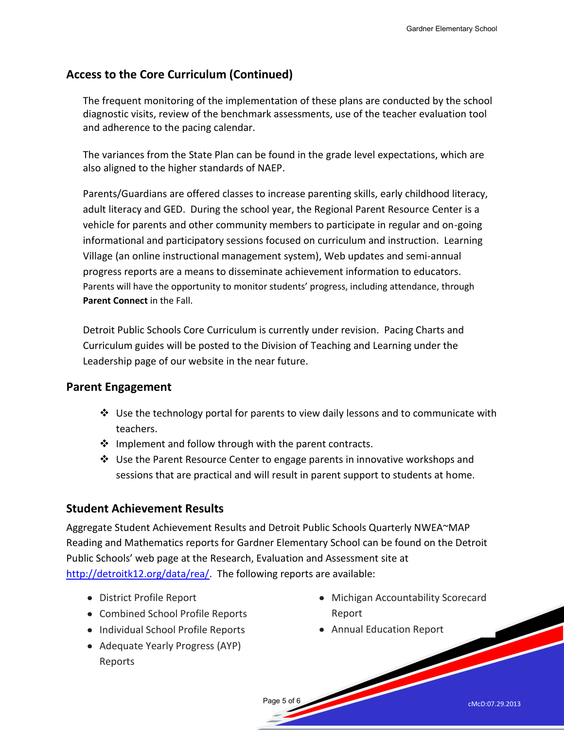## Access to the Core Curriculum (Continued)

The frequent monitoring of the implementation of these plans are conducted by the school diagnostic visits, review of the benchmark assessments, use of the teacher evaluation tool and adherence to the pacing calendar.

The variances from the State Plan can be found in the grade level expectations, which are also aligned to the higher standards of NAEP.

Parents/Guardians are offered classes to increase parenting skills, early childhood literacy, adult literacy and GED. During the school year, the Regional Parent Resource Center is a vehicle for parents and other community members to participate in regular and on-going informational and participatory sessions focused on curriculum and instruction. Learning Village (an online instructional management system), Web updates and semi-annual progress reports are a means to disseminate achievement information to educators. Parents will have the opportunity to monitor students' progress, including attendance, through **Parent Connect** in the Fall.

Detroit Public Schools Core Curriculum is currently under revision. Pacing Charts and Curriculum guides will be posted to the Division of Teaching and Learning under the Leadership page of our website in the near future.

## Parent Engagement

- Use the technology portal for parents to view daily lessons and to communicate with teachers.
- Implement and follow through with the parent contracts.
- Use the Parent Resource Center to engage parents in innovative workshops and sessions that are practical and will result in parent support to students at home.

## Student Achievement Results

Aggregate Student Achievement Results and Detroit Public Schools Quarterly NWEA~MAP Reading and Mathematics reports for Gardner Elementary School can be found on the Detroit Public Schools' web page at the Research, Evaluation and Assessment site at http://detroitk12.org/data/rea/. The following reports are available:

- District Profile Report
- Combined School Profile Reports
- Individual School Profile Reports
- Adequate Yearly Progress (AYP) Reports
- Michigan Accountability Scorecard Report
- Annual Education Report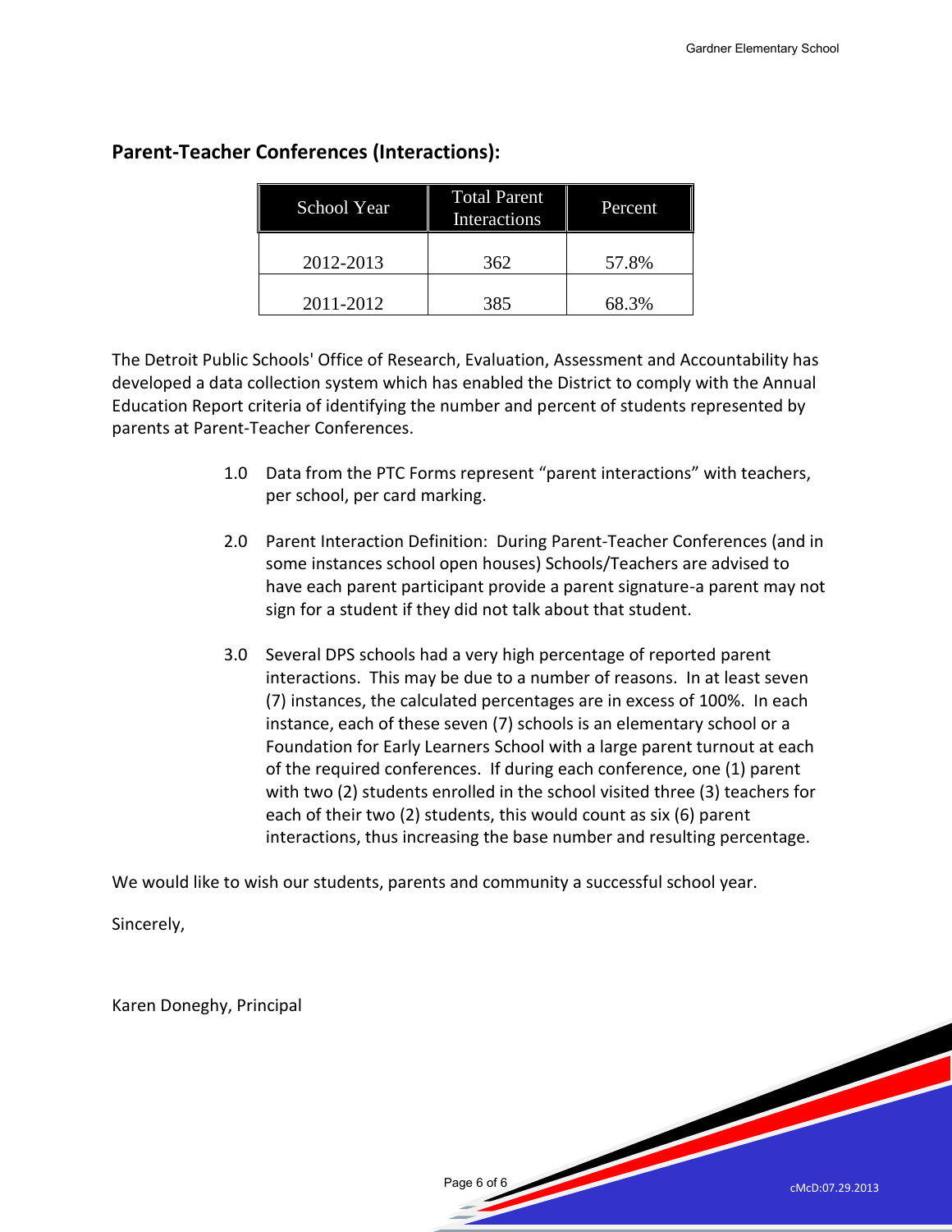## Parent-Teacher Conferences (Interactions):

| School Year | Total Parent Interactions | Percent |
|---|---|---|
| 2012-2013 | 362 | 57.8% |
| 2011-2012 | 385 | 68.3% |

The Detroit Public Schools' Office of Research, Evaluation, Assessment and Accountability has developed a data collection system which has enabled the District to comply with the Annual Education Report criteria of identifying the number and percent of students represented by parents at Parent-Teacher Conferences.

1.0 Data from the PTC Forms represent "parent interactions" with teachers, per school, per card marking.

2.0 Parent Interaction Definition: During Parent-Teacher Conferences (and in some instances school open houses) Schools/Teachers are advised to have each parent participant provide a parent signature-a parent may not sign for a student if they did not talk about that student.

3.0 Several DPS schools had a very high percentage of reported parent interactions. This may be due to a number of reasons. In at least seven (7) instances, the calculated percentages are in excess of 100%. In each instance, each of these seven (7) schools is an elementary school or a Foundation for Early Learners School with a large parent turnout at each of the required conferences. If during each conference, one (1) parent with two (2) students enrolled in the school visited three (3) teachers for each of their two (2) students, this would count as six (6) parent interactions, thus increasing the base number and resulting percentage.

We would like to wish our students, parents and community a successful school year.

Sincerely,

Karen Doneghy, Principal

cMcD:07.29.2013